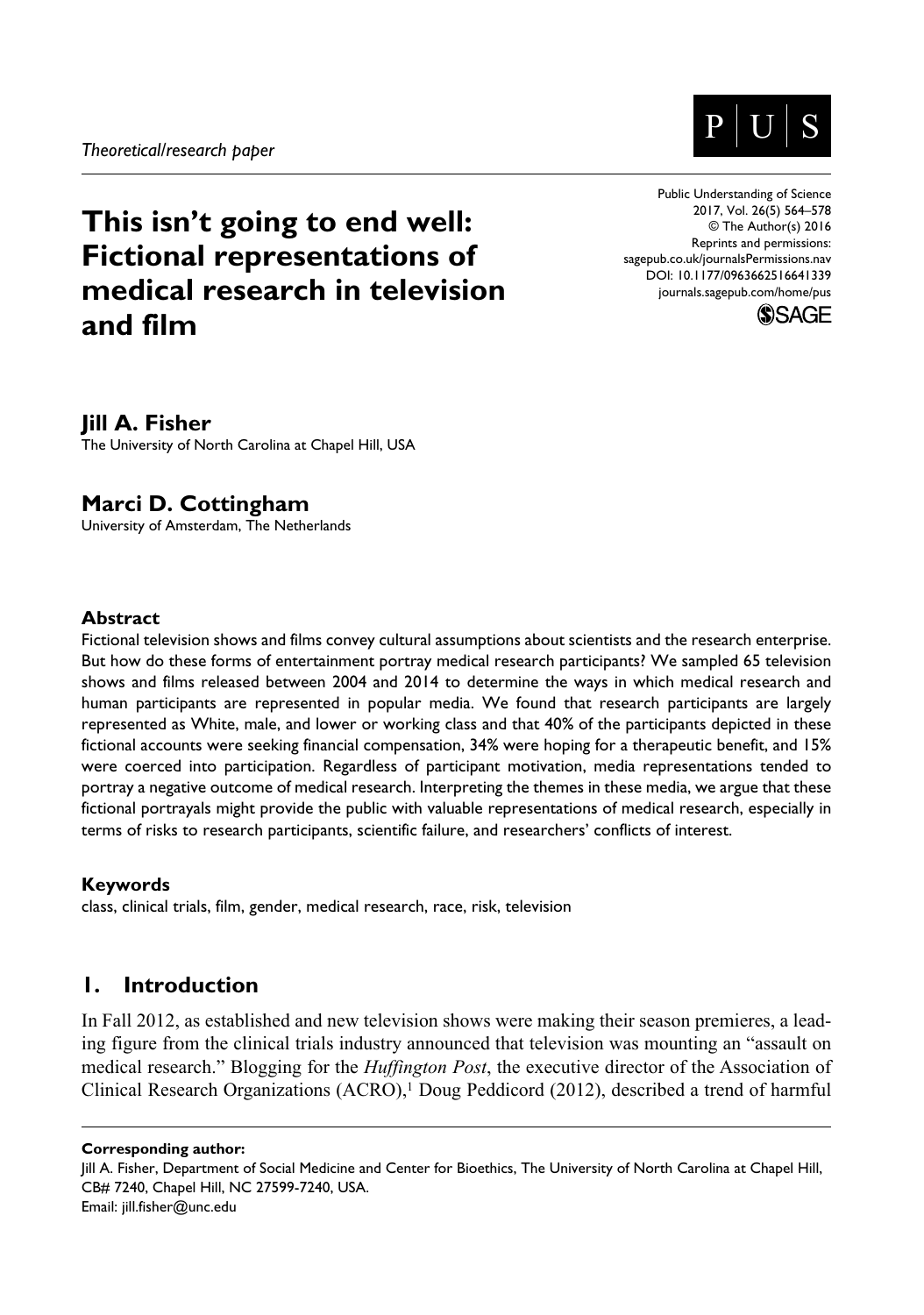*Theoretical/research paper*

# This isn't going to end well: Fictional representations of medical research in television and film

Public Understanding of Science
2017, Vol. 26(5) 564–578
© The Author(s) 2016
Reprints and permissions:
sagepub.co.uk/journalsPermissions.nav
DOI: 10.1177/0963662516641339
journals.sagepub.com/home/pus

**Jill A. Fisher**
The University of North Carolina at Chapel Hill, USA

**Marci D. Cottingham**
University of Amsterdam, The Netherlands

### Abstract

Fictional television shows and films convey cultural assumptions about scientists and the research enterprise. But how do these forms of entertainment portray medical research participants? We sampled 65 television shows and films released between 2004 and 2014 to determine the ways in which medical research and human participants are represented in popular media. We found that research participants are largely represented as White, male, and lower or working class and that 40% of the participants depicted in these fictional accounts were seeking financial compensation, 34% were hoping for a therapeutic benefit, and 15% were coerced into participation. Regardless of participant motivation, media representations tended to portray a negative outcome of medical research. Interpreting the themes in these media, we argue that these fictional portrayals might provide the public with valuable representations of medical research, especially in terms of risks to research participants, scientific failure, and researchers' conflicts of interest.

### Keywords

class, clinical trials, film, gender, medical research, race, risk, television

## 1. Introduction

In Fall 2012, as established and new television shows were making their season premieres, a leading figure from the clinical trials industry announced that television was mounting an "assault on medical research." Blogging for the *Huffington Post*, the executive director of the Association of Clinical Research Organizations (ACRO),[1] Doug Peddicord (2012), described a trend of harmful

**Corresponding author:**
Jill A. Fisher, Department of Social Medicine and Center for Bioethics, The University of North Carolina at Chapel Hill, CB# 7240, Chapel Hill, NC 27599-7240, USA.
Email: jill.fisher@unc.edu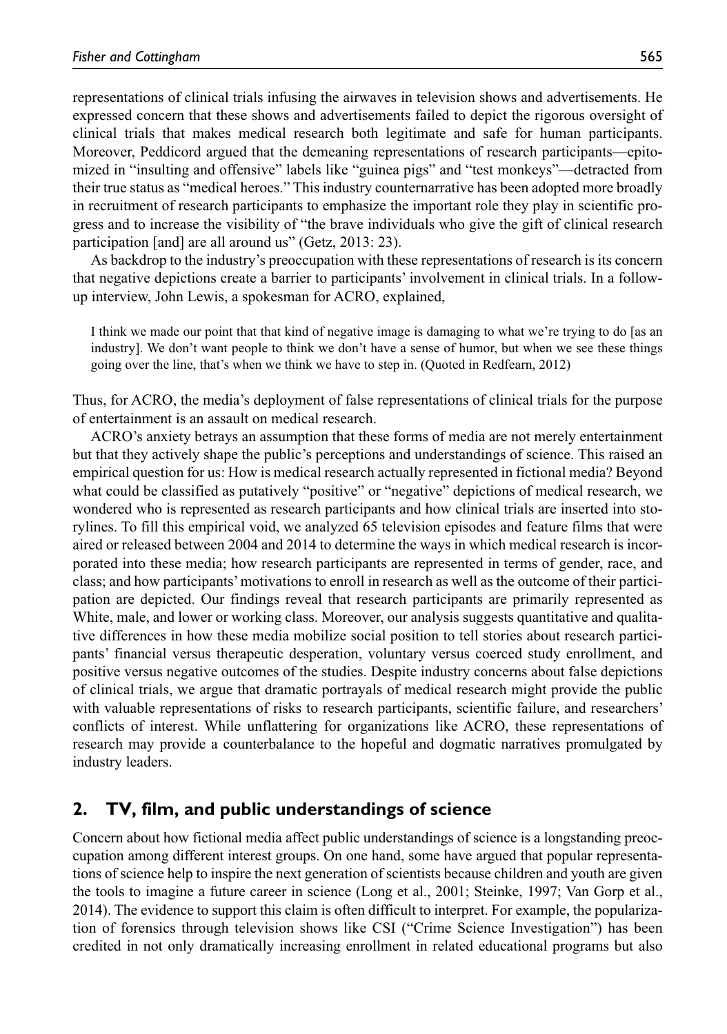representations of clinical trials infusing the airwaves in television shows and advertisements. He expressed concern that these shows and advertisements failed to depict the rigorous oversight of clinical trials that makes medical research both legitimate and safe for human participants. Moreover, Peddicord argued that the demeaning representations of research participants—epitomized in "insulting and offensive" labels like "guinea pigs" and "test monkeys"—detracted from their true status as "medical heroes." This industry counternarrative has been adopted more broadly in recruitment of research participants to emphasize the important role they play in scientific progress and to increase the visibility of "the brave individuals who give the gift of clinical research participation [and] are all around us" (Getz, 2013: 23).

As backdrop to the industry's preoccupation with these representations of research is its concern that negative depictions create a barrier to participants' involvement in clinical trials. In a follow-up interview, John Lewis, a spokesman for ACRO, explained,

> I think we made our point that that kind of negative image is damaging to what we're trying to do [as an industry]. We don't want people to think we don't have a sense of humor, but when we see these things going over the line, that's when we think we have to step in. (Quoted in Redfearn, 2012)

Thus, for ACRO, the media's deployment of false representations of clinical trials for the purpose of entertainment is an assault on medical research.

ACRO's anxiety betrays an assumption that these forms of media are not merely entertainment but that they actively shape the public's perceptions and understandings of science. This raised an empirical question for us: How is medical research actually represented in fictional media? Beyond what could be classified as putatively "positive" or "negative" depictions of medical research, we wondered who is represented as research participants and how clinical trials are inserted into storylines. To fill this empirical void, we analyzed 65 television episodes and feature films that were aired or released between 2004 and 2014 to determine the ways in which medical research is incorporated into these media; how research participants are represented in terms of gender, race, and class; and how participants' motivations to enroll in research as well as the outcome of their participation are depicted. Our findings reveal that research participants are primarily represented as White, male, and lower or working class. Moreover, our analysis suggests quantitative and qualitative differences in how these media mobilize social position to tell stories about research participants' financial versus therapeutic desperation, voluntary versus coerced study enrollment, and positive versus negative outcomes of the studies. Despite industry concerns about false depictions of clinical trials, we argue that dramatic portrayals of medical research might provide the public with valuable representations of risks to research participants, scientific failure, and researchers' conflicts of interest. While unflattering for organizations like ACRO, these representations of research may provide a counterbalance to the hopeful and dogmatic narratives promulgated by industry leaders.

## 2. TV, film, and public understandings of science

Concern about how fictional media affect public understandings of science is a longstanding preoccupation among different interest groups. On one hand, some have argued that popular representations of science help to inspire the next generation of scientists because children and youth are given the tools to imagine a future career in science (Long et al., 2001; Steinke, 1997; Van Gorp et al., 2014). The evidence to support this claim is often difficult to interpret. For example, the popularization of forensics through television shows like CSI ("Crime Science Investigation") has been credited in not only dramatically increasing enrollment in related educational programs but also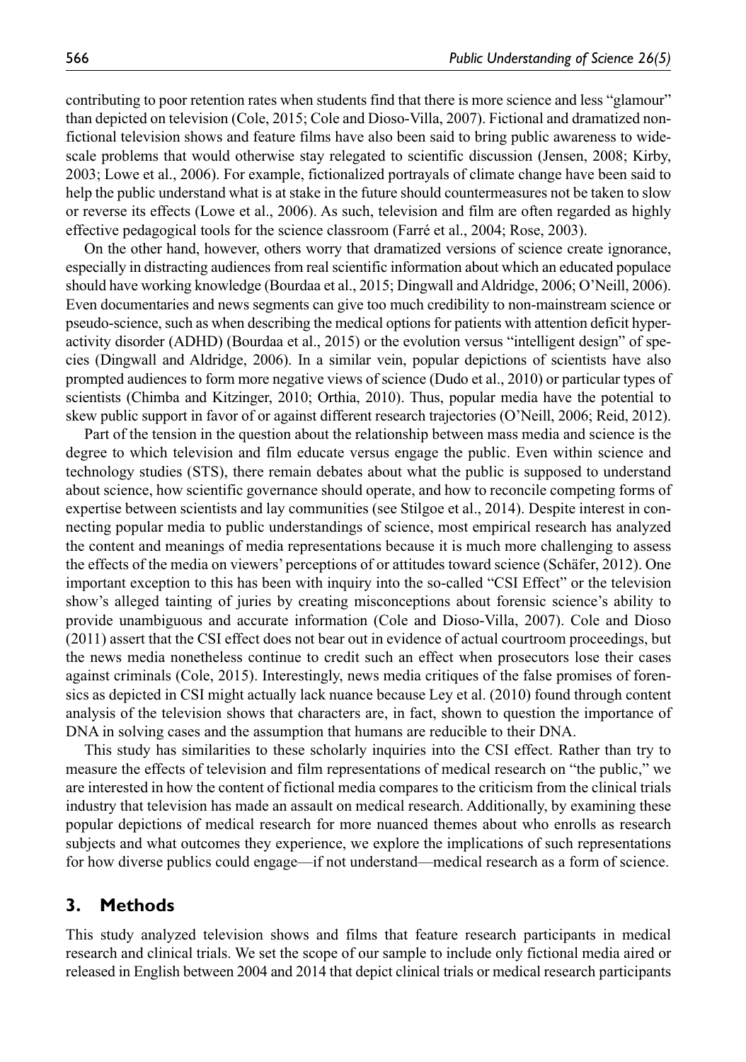contributing to poor retention rates when students find that there is more science and less "glamour" than depicted on television (Cole, 2015; Cole and Dioso-Villa, 2007). Fictional and dramatized nonfictional television shows and feature films have also been said to bring public awareness to widescale problems that would otherwise stay relegated to scientific discussion (Jensen, 2008; Kirby, 2003; Lowe et al., 2006). For example, fictionalized portrayals of climate change have been said to help the public understand what is at stake in the future should countermeasures not be taken to slow or reverse its effects (Lowe et al., 2006). As such, television and film are often regarded as highly effective pedagogical tools for the science classroom (Farré et al., 2004; Rose, 2003).

On the other hand, however, others worry that dramatized versions of science create ignorance, especially in distracting audiences from real scientific information about which an educated populace should have working knowledge (Bourdaa et al., 2015; Dingwall and Aldridge, 2006; O'Neill, 2006). Even documentaries and news segments can give too much credibility to non-mainstream science or pseudo-science, such as when describing the medical options for patients with attention deficit hyperactivity disorder (ADHD) (Bourdaa et al., 2015) or the evolution versus "intelligent design" of species (Dingwall and Aldridge, 2006). In a similar vein, popular depictions of scientists have also prompted audiences to form more negative views of science (Dudo et al., 2010) or particular types of scientists (Chimba and Kitzinger, 2010; Orthia, 2010). Thus, popular media have the potential to skew public support in favor of or against different research trajectories (O'Neill, 2006; Reid, 2012).

Part of the tension in the question about the relationship between mass media and science is the degree to which television and film educate versus engage the public. Even within science and technology studies (STS), there remain debates about what the public is supposed to understand about science, how scientific governance should operate, and how to reconcile competing forms of expertise between scientists and lay communities (see Stilgoe et al., 2014). Despite interest in connecting popular media to public understandings of science, most empirical research has analyzed the content and meanings of media representations because it is much more challenging to assess the effects of the media on viewers' perceptions of or attitudes toward science (Schäfer, 2012). One important exception to this has been with inquiry into the so-called "CSI Effect" or the television show's alleged tainting of juries by creating misconceptions about forensic science's ability to provide unambiguous and accurate information (Cole and Dioso-Villa, 2007). Cole and Dioso (2011) assert that the CSI effect does not bear out in evidence of actual courtroom proceedings, but the news media nonetheless continue to credit such an effect when prosecutors lose their cases against criminals (Cole, 2015). Interestingly, news media critiques of the false promises of forensics as depicted in CSI might actually lack nuance because Ley et al. (2010) found through content analysis of the television shows that characters are, in fact, shown to question the importance of DNA in solving cases and the assumption that humans are reducible to their DNA.

This study has similarities to these scholarly inquiries into the CSI effect. Rather than try to measure the effects of television and film representations of medical research on "the public," we are interested in how the content of fictional media compares to the criticism from the clinical trials industry that television has made an assault on medical research. Additionally, by examining these popular depictions of medical research for more nuanced themes about who enrolls as research subjects and what outcomes they experience, we explore the implications of such representations for how diverse publics could engage—if not understand—medical research as a form of science.

## 3. Methods

This study analyzed television shows and films that feature research participants in medical research and clinical trials. We set the scope of our sample to include only fictional media aired or released in English between 2004 and 2014 that depict clinical trials or medical research participants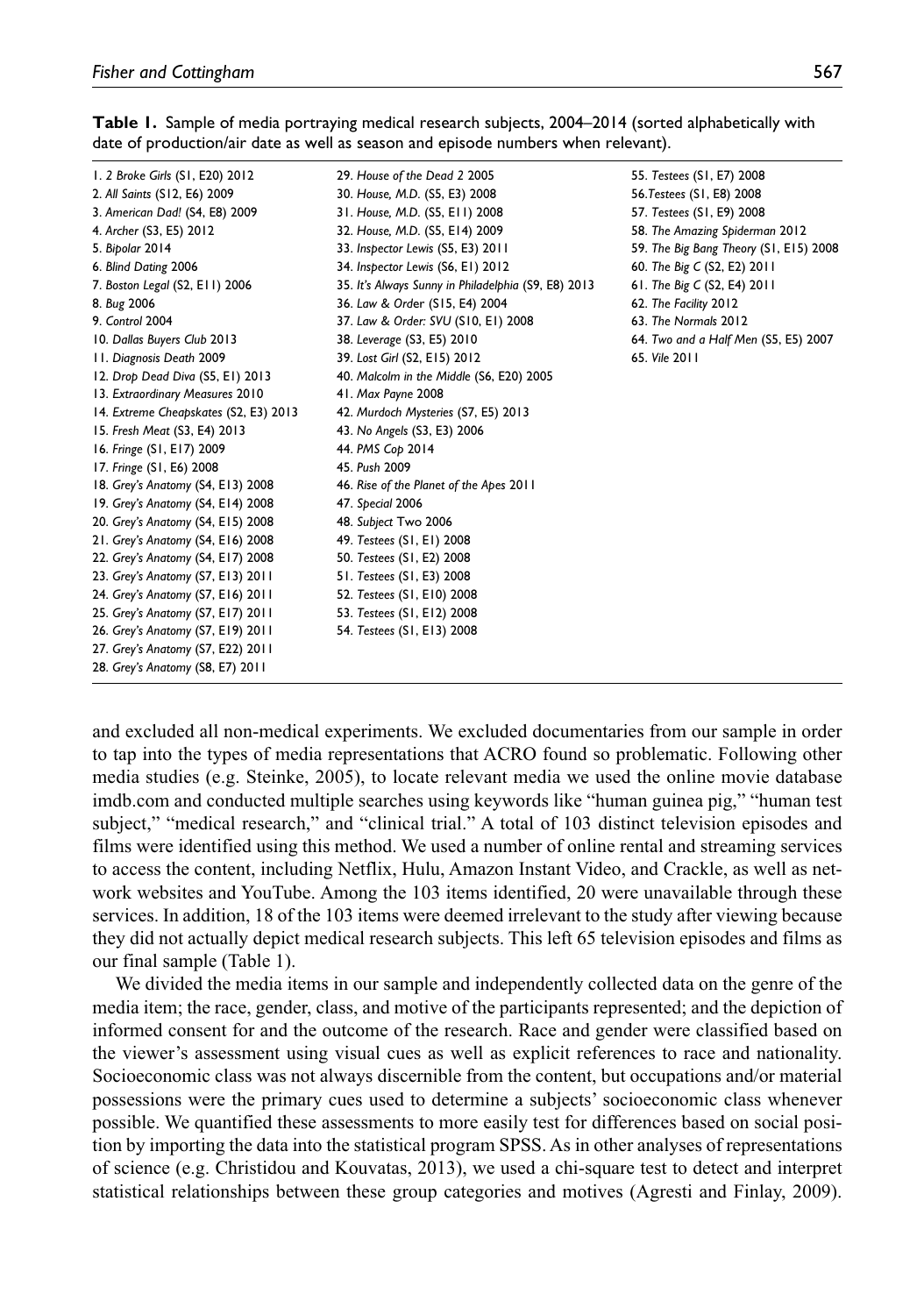**Table 1.** Sample of media portraying medical research subjects, 2004–2014 (sorted alphabetically with date of production/air date as well as season and episode numbers when relevant).

1. *2 Broke Girls* (S1, E20) 2012
2. *All Saints* (S12, E6) 2009
3. *American Dad!* (S4, E8) 2009
4. *Archer* (S3, E5) 2012
5. *Bipolar* 2014
6. *Blind Dating* 2006
7. *Boston Legal* (S2, E11) 2006
8. *Bug* 2006
9. *Control* 2004
10. *Dallas Buyers Club* 2013
11. *Diagnosis Death* 2009
12. *Drop Dead Diva* (S5, E1) 2013
13. *Extraordinary Measures* 2010
14. *Extreme Cheapskates* (S2, E3) 2013
15. *Fresh Meat* (S3, E4) 2013
16. *Fringe* (S1, E17) 2009
17. *Fringe* (S1, E6) 2008
18. *Grey's Anatomy* (S4, E13) 2008
19. *Grey's Anatomy* (S4, E14) 2008
20. *Grey's Anatomy* (S4, E15) 2008
21. *Grey's Anatomy* (S4, E16) 2008
22. *Grey's Anatomy* (S4, E17) 2008
23. *Grey's Anatomy* (S7, E13) 2011
24. *Grey's Anatomy* (S7, E16) 2011
25. *Grey's Anatomy* (S7, E17) 2011
26. *Grey's Anatomy* (S7, E19) 2011
27. *Grey's Anatomy* (S7, E22) 2011
28. *Grey's Anatomy* (S8, E7) 2011
29. *House of the Dead 2* 2005
30. *House, M.D.* (S5, E3) 2008
31. *House, M.D.* (S5, E11) 2008
32. *House, M.D.* (S5, E14) 2009
33. *Inspector Lewis* (S5, E3) 2011
34. *Inspector Lewis* (S6, E1) 2012
35. *It's Always Sunny in Philadelphia* (S9, E8) 2013
36. *Law & Order* (S15, E4) 2004
37. *Law & Order: SVU* (S10, E1) 2008
38. *Leverage* (S3, E5) 2010
39. *Lost Girl* (S2, E15) 2012
40. *Malcolm in the Middle* (S6, E20) 2005
41. *Max Payne* 2008
42. *Murdoch Mysteries* (S7, E5) 2013
43. *No Angels* (S3, E3) 2006
44. *PMS Cop* 2014
45. *Push* 2009
46. *Rise of the Planet of the Apes* 2011
47. *Special* 2006
48. *Subject* Two 2006
49. *Testees* (S1, E1) 2008
50. *Testees* (S1, E2) 2008
51. *Testees* (S1, E3) 2008
52. *Testees* (S1, E10) 2008
53. *Testees* (S1, E12) 2008
54. *Testees* (S1, E13) 2008
55. *Testees* (S1, E7) 2008
56. *Testees* (S1, E8) 2008
57. *Testees* (S1, E9) 2008
58. *The Amazing Spiderman* 2012
59. *The Big Bang Theory* (S1, E15) 2008
60. *The Big C* (S2, E2) 2011
61. *The Big C* (S2, E4) 2011
62. *The Facility* 2012
63. *The Normals* 2012
64. *Two and a Half Men* (S5, E5) 2007
65. *Vile* 2011

and excluded all non-medical experiments. We excluded documentaries from our sample in order to tap into the types of media representations that ACRO found so problematic. Following other media studies (e.g. Steinke, 2005), to locate relevant media we used the online movie database imdb.com and conducted multiple searches using keywords like "human guinea pig," "human test subject," "medical research," and "clinical trial." A total of 103 distinct television episodes and films were identified using this method. We used a number of online rental and streaming services to access the content, including Netflix, Hulu, Amazon Instant Video, and Crackle, as well as network websites and YouTube. Among the 103 items identified, 20 were unavailable through these services. In addition, 18 of the 103 items were deemed irrelevant to the study after viewing because they did not actually depict medical research subjects. This left 65 television episodes and films as our final sample (Table 1).

We divided the media items in our sample and independently collected data on the genre of the media item; the race, gender, class, and motive of the participants represented; and the depiction of informed consent for and the outcome of the research. Race and gender were classified based on the viewer's assessment using visual cues as well as explicit references to race and nationality. Socioeconomic class was not always discernible from the content, but occupations and/or material possessions were the primary cues used to determine a subjects' socioeconomic class whenever possible. We quantified these assessments to more easily test for differences based on social position by importing the data into the statistical program SPSS. As in other analyses of representations of science (e.g. Christidou and Kouvatas, 2013), we used a chi-square test to detect and interpret statistical relationships between these group categories and motives (Agresti and Finlay, 2009).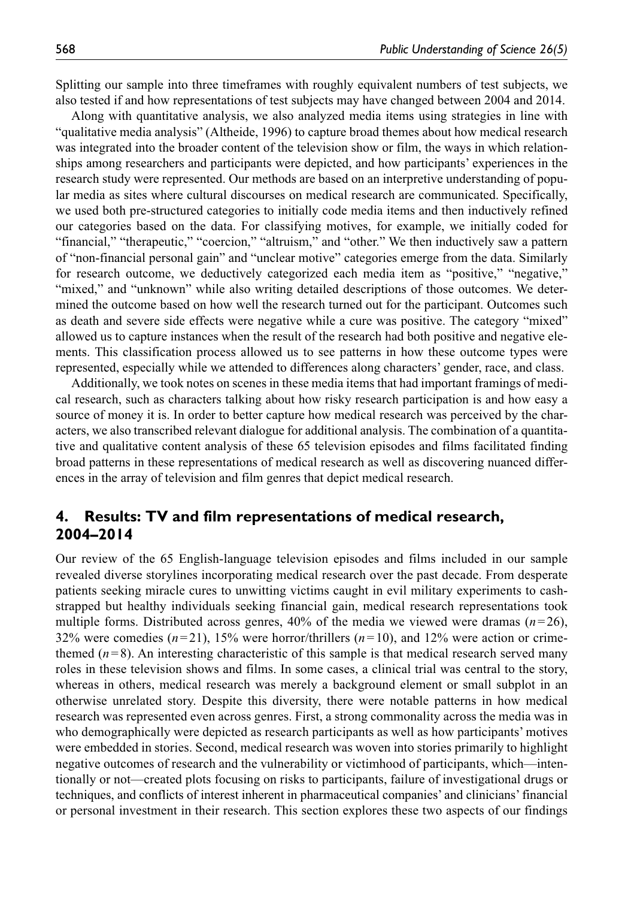Splitting our sample into three timeframes with roughly equivalent numbers of test subjects, we also tested if and how representations of test subjects may have changed between 2004 and 2014.

Along with quantitative analysis, we also analyzed media items using strategies in line with "qualitative media analysis" (Altheide, 1996) to capture broad themes about how medical research was integrated into the broader content of the television show or film, the ways in which relationships among researchers and participants were depicted, and how participants' experiences in the research study were represented. Our methods are based on an interpretive understanding of popular media as sites where cultural discourses on medical research are communicated. Specifically, we used both pre-structured categories to initially code media items and then inductively refined our categories based on the data. For classifying motives, for example, we initially coded for "financial," "therapeutic," "coercion," "altruism," and "other." We then inductively saw a pattern of "non-financial personal gain" and "unclear motive" categories emerge from the data. Similarly for research outcome, we deductively categorized each media item as "positive," "negative," "mixed," and "unknown" while also writing detailed descriptions of those outcomes. We determined the outcome based on how well the research turned out for the participant. Outcomes such as death and severe side effects were negative while a cure was positive. The category "mixed" allowed us to capture instances when the result of the research had both positive and negative elements. This classification process allowed us to see patterns in how these outcome types were represented, especially while we attended to differences along characters' gender, race, and class.

Additionally, we took notes on scenes in these media items that had important framings of medical research, such as characters talking about how risky research participation is and how easy a source of money it is. In order to better capture how medical research was perceived by the characters, we also transcribed relevant dialogue for additional analysis. The combination of a quantitative and qualitative content analysis of these 65 television episodes and films facilitated finding broad patterns in these representations of medical research as well as discovering nuanced differences in the array of television and film genres that depict medical research.

## 4. Results: TV and film representations of medical research, 2004–2014

Our review of the 65 English-language television episodes and films included in our sample revealed diverse storylines incorporating medical research over the past decade. From desperate patients seeking miracle cures to unwitting victims caught in evil military experiments to cash-strapped but healthy individuals seeking financial gain, medical research representations took multiple forms. Distributed across genres, 40% of the media we viewed were dramas ($n=26$), 32% were comedies ($n=21$), 15% were horror/thrillers ($n=10$), and 12% were action or crime-themed ($n=8$). An interesting characteristic of this sample is that medical research served many roles in these television shows and films. In some cases, a clinical trial was central to the story, whereas in others, medical research was merely a background element or small subplot in an otherwise unrelated story. Despite this diversity, there were notable patterns in how medical research was represented even across genres. First, a strong commonality across the media was in who demographically were depicted as research participants as well as how participants' motives were embedded in stories. Second, medical research was woven into stories primarily to highlight negative outcomes of research and the vulnerability or victimhood of participants, which—intentionally or not—created plots focusing on risks to participants, failure of investigational drugs or techniques, and conflicts of interest inherent in pharmaceutical companies' and clinicians' financial or personal investment in their research. This section explores these two aspects of our findings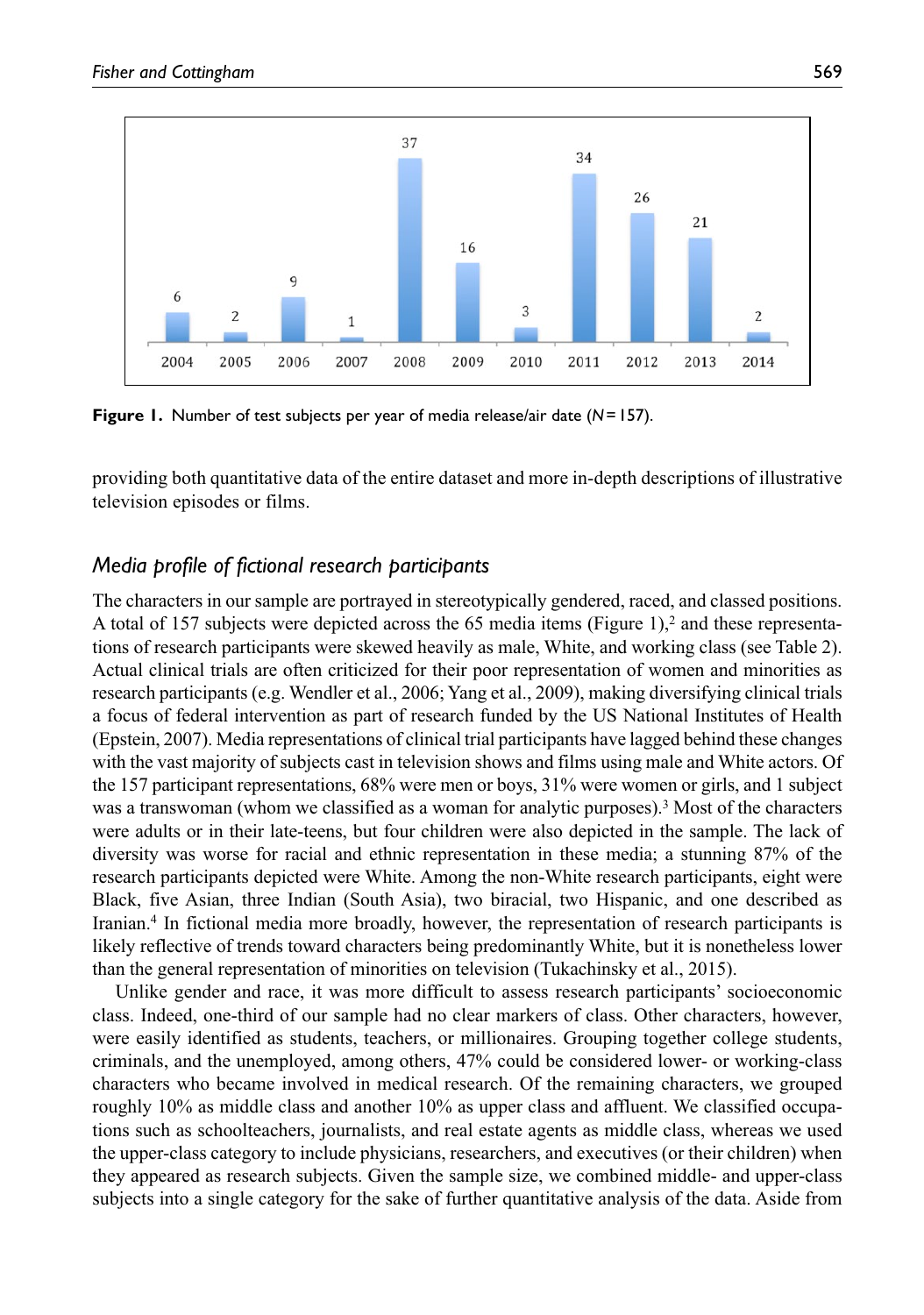Figure 1. Number of test subjects per year of media release/air date ($N = 157$).

providing both quantitative data of the entire dataset and more in-depth descriptions of illustrative television episodes or films.

## *Media profile of fictional research participants*

The characters in our sample are portrayed in stereotypically gendered, raced, and classed positions. A total of 157 subjects were depicted across the 65 media items (Figure 1),[2] and these representations of research participants were skewed heavily as male, White, and working class (see Table 2). Actual clinical trials are often criticized for their poor representation of women and minorities as research participants (e.g. Wendler et al., 2006; Yang et al., 2009), making diversifying clinical trials a focus of federal intervention as part of research funded by the US National Institutes of Health (Epstein, 2007). Media representations of clinical trial participants have lagged behind these changes with the vast majority of subjects cast in television shows and films using male and White actors. Of the 157 participant representations, 68% were men or boys, 31% were women or girls, and 1 subject was a transwoman (whom we classified as a woman for analytic purposes).[3] Most of the characters were adults or in their late-teens, but four children were also depicted in the sample. The lack of diversity was worse for racial and ethnic representation in these media; a stunning 87% of the research participants depicted were White. Among the non-White research participants, eight were Black, five Asian, three Indian (South Asia), two biracial, two Hispanic, and one described as Iranian.[4] In fictional media more broadly, however, the representation of research participants is likely reflective of trends toward characters being predominantly White, but it is nonetheless lower than the general representation of minorities on television (Tukachinsky et al., 2015).

Unlike gender and race, it was more difficult to assess research participants' socioeconomic class. Indeed, one-third of our sample had no clear markers of class. Other characters, however, were easily identified as students, teachers, or millionaires. Grouping together college students, criminals, and the unemployed, among others, 47% could be considered lower- or working-class characters who became involved in medical research. Of the remaining characters, we grouped roughly 10% as middle class and another 10% as upper class and affluent. We classified occupations such as schoolteachers, journalists, and real estate agents as middle class, whereas we used the upper-class category to include physicians, researchers, and executives (or their children) when they appeared as research subjects. Given the sample size, we combined middle- and upper-class subjects into a single category for the sake of further quantitative analysis of the data. Aside from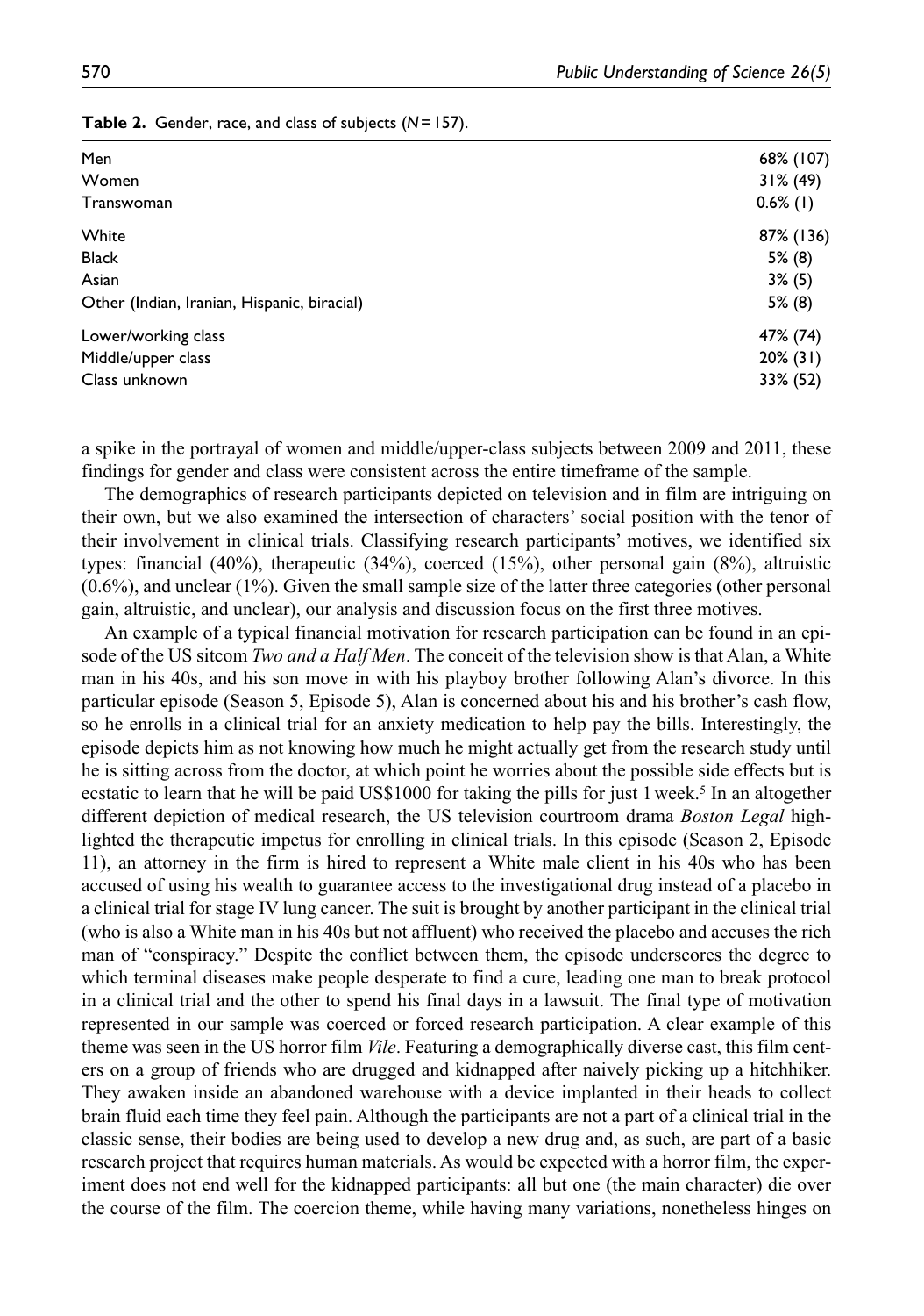**Table 2.** Gender, race, and class of subjects ($N = 157$).

| | |
|---|---|
| Men | 68% (107) |
| Women | 31% (49) |
| Transwoman | 0.6% (1) |
| White | 87% (136) |
| Black | 5% (8) |
| Asian | 3% (5) |
| Other (Indian, Iranian, Hispanic, biracial) | 5% (8) |
| Lower/working class | 47% (74) |
| Middle/upper class | 20% (31) |
| Class unknown | 33% (52) |

a spike in the portrayal of women and middle/upper-class subjects between 2009 and 2011, these findings for gender and class were consistent across the entire timeframe of the sample.

The demographics of research participants depicted on television and in film are intriguing on their own, but we also examined the intersection of characters' social position with the tenor of their involvement in clinical trials. Classifying research participants' motives, we identified six types: financial (40%), therapeutic (34%), coerced (15%), other personal gain (8%), altruistic (0.6%), and unclear (1%). Given the small sample size of the latter three categories (other personal gain, altruistic, and unclear), our analysis and discussion focus on the first three motives.

An example of a typical financial motivation for research participation can be found in an episode of the US sitcom *Two and a Half Men*. The conceit of the television show is that Alan, a White man in his 40s, and his son move in with his playboy brother following Alan's divorce. In this particular episode (Season 5, Episode 5), Alan is concerned about his and his brother's cash flow, so he enrolls in a clinical trial for an anxiety medication to help pay the bills. Interestingly, the episode depicts him as not knowing how much he might actually get from the research study until he is sitting across from the doctor, at which point he worries about the possible side effects but is ecstatic to learn that he will be paid US$1000 for taking the pills for just 1 week.[5] In an altogether different depiction of medical research, the US television courtroom drama *Boston Legal* highlighted the therapeutic impetus for enrolling in clinical trials. In this episode (Season 2, Episode 11), an attorney in the firm is hired to represent a White male client in his 40s who has been accused of using his wealth to guarantee access to the investigational drug instead of a placebo in a clinical trial for stage IV lung cancer. The suit is brought by another participant in the clinical trial (who is also a White man in his 40s but not affluent) who received the placebo and accuses the rich man of "conspiracy." Despite the conflict between them, the episode underscores the degree to which terminal diseases make people desperate to find a cure, leading one man to break protocol in a clinical trial and the other to spend his final days in a lawsuit. The final type of motivation represented in our sample was coerced or forced research participation. A clear example of this theme was seen in the US horror film *Vile*. Featuring a demographically diverse cast, this film centers on a group of friends who are drugged and kidnapped after naively picking up a hitchhiker. They awaken inside an abandoned warehouse with a device implanted in their heads to collect brain fluid each time they feel pain. Although the participants are not a part of a clinical trial in the classic sense, their bodies are being used to develop a new drug and, as such, are part of a basic research project that requires human materials. As would be expected with a horror film, the experiment does not end well for the kidnapped participants: all but one (the main character) die over the course of the film. The coercion theme, while having many variations, nonetheless hinges on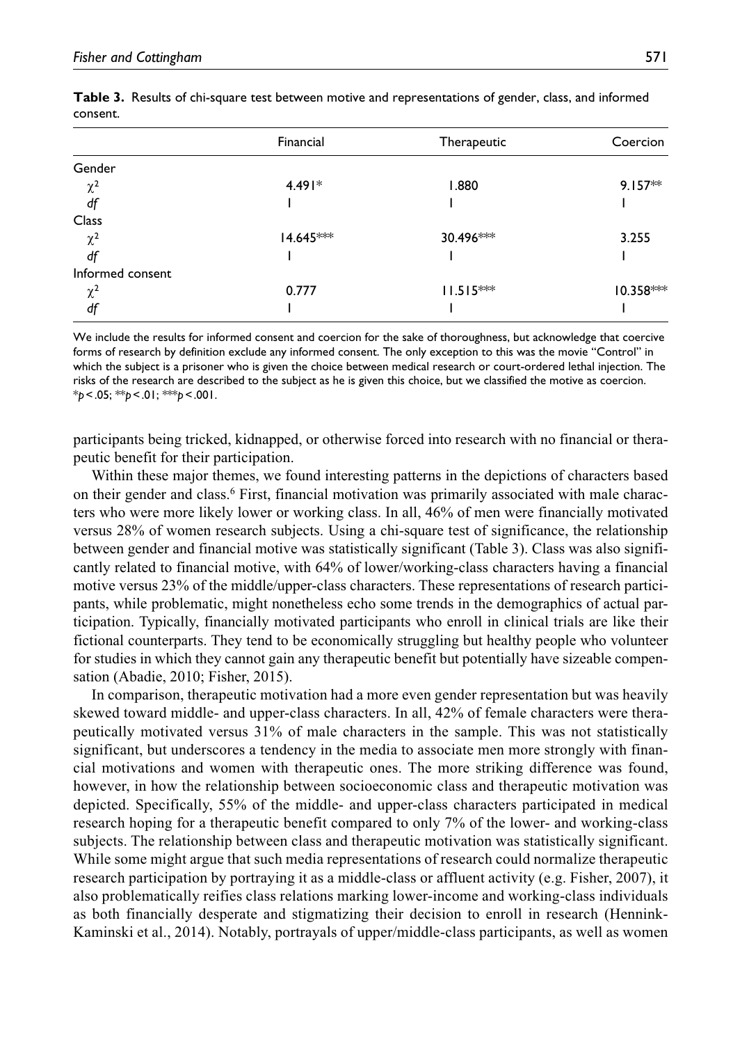**Table 3.** Results of chi-square test between motive and representations of gender, class, and informed consent.

| | Financial | Therapeutic | Coercion |
|---|---|---|---|
| Gender | | | |
| $\chi^2$ | 4.491* | 1.880 | 9.157** |
| *df* | 1 | 1 | 1 |
| Class | | | |
| $\chi^2$ | 14.645*** | 30.496*** | 3.255 |
| *df* | 1 | 1 | 1 |
| Informed consent | | | |
| $\chi^2$ | 0.777 | 11.515*** | 10.358*** |
| *df* | 1 | 1 | 1 |

We include the results for informed consent and coercion for the sake of thoroughness, but acknowledge that coercive forms of research by definition exclude any informed consent. The only exception to this was the movie "Control" in which the subject is a prisoner who is given the choice between medical research or court-ordered lethal injection. The risks of the research are described to the subject as he is given this choice, but we classified the motive as coercion.
*$p < .05$; **$p < .01$; ***$p < .001$.

participants being tricked, kidnapped, or otherwise forced into research with no financial or therapeutic benefit for their participation.

Within these major themes, we found interesting patterns in the depictions of characters based on their gender and class.[6] First, financial motivation was primarily associated with male characters who were more likely lower or working class. In all, 46% of men were financially motivated versus 28% of women research subjects. Using a chi-square test of significance, the relationship between gender and financial motive was statistically significant (Table 3). Class was also significantly related to financial motive, with 64% of lower/working-class characters having a financial motive versus 23% of the middle/upper-class characters. These representations of research participants, while problematic, might nonetheless echo some trends in the demographics of actual participation. Typically, financially motivated participants who enroll in clinical trials are like their fictional counterparts. They tend to be economically struggling but healthy people who volunteer for studies in which they cannot gain any therapeutic benefit but potentially have sizeable compensation (Abadie, 2010; Fisher, 2015).

In comparison, therapeutic motivation had a more even gender representation but was heavily skewed toward middle- and upper-class characters. In all, 42% of female characters were therapeutically motivated versus 31% of male characters in the sample. This was not statistically significant, but underscores a tendency in the media to associate men more strongly with financial motivations and women with therapeutic ones. The more striking difference was found, however, in how the relationship between socioeconomic class and therapeutic motivation was depicted. Specifically, 55% of the middle- and upper-class characters participated in medical research hoping for a therapeutic benefit compared to only 7% of the lower- and working-class subjects. The relationship between class and therapeutic motivation was statistically significant. While some might argue that such media representations of research could normalize therapeutic research participation by portraying it as a middle-class or affluent activity (e.g. Fisher, 2007), it also problematically reifies class relations marking lower-income and working-class individuals as both financially desperate and stigmatizing their decision to enroll in research (Hennink-Kaminski et al., 2014). Notably, portrayals of upper/middle-class participants, as well as women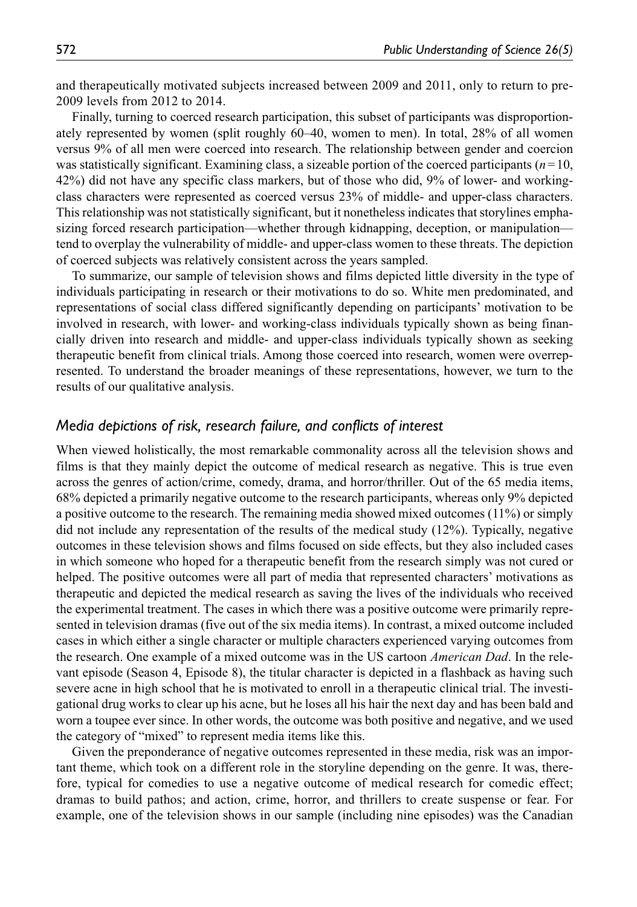and therapeutically motivated subjects increased between 2009 and 2011, only to return to pre-2009 levels from 2012 to 2014.

Finally, turning to coerced research participation, this subset of participants was disproportionately represented by women (split roughly 60–40, women to men). In total, 28% of all women versus 9% of all men were coerced into research. The relationship between gender and coercion was statistically significant. Examining class, a sizeable portion of the coerced participants ($n=10$, 42%) did not have any specific class markers, but of those who did, 9% of lower- and working-class characters were represented as coerced versus 23% of middle- and upper-class characters. This relationship was not statistically significant, but it nonetheless indicates that storylines emphasizing forced research participation—whether through kidnapping, deception, or manipulation—tend to overplay the vulnerability of middle- and upper-class women to these threats. The depiction of coerced subjects was relatively consistent across the years sampled.

To summarize, our sample of television shows and films depicted little diversity in the type of individuals participating in research or their motivations to do so. White men predominated, and representations of social class differed significantly depending on participants' motivation to be involved in research, with lower- and working-class individuals typically shown as being financially driven into research and middle- and upper-class individuals typically shown as seeking therapeutic benefit from clinical trials. Among those coerced into research, women were overrepresented. To understand the broader meanings of these representations, however, we turn to the results of our qualitative analysis.

### *Media depictions of risk, research failure, and conflicts of interest*

When viewed holistically, the most remarkable commonality across all the television shows and films is that they mainly depict the outcome of medical research as negative. This is true even across the genres of action/crime, comedy, drama, and horror/thriller. Out of the 65 media items, 68% depicted a primarily negative outcome to the research participants, whereas only 9% depicted a positive outcome to the research. The remaining media showed mixed outcomes (11%) or simply did not include any representation of the results of the medical study (12%). Typically, negative outcomes in these television shows and films focused on side effects, but they also included cases in which someone who hoped for a therapeutic benefit from the research simply was not cured or helped. The positive outcomes were all part of media that represented characters' motivations as therapeutic and depicted the medical research as saving the lives of the individuals who received the experimental treatment. The cases in which there was a positive outcome were primarily represented in television dramas (five out of the six media items). In contrast, a mixed outcome included cases in which either a single character or multiple characters experienced varying outcomes from the research. One example of a mixed outcome was in the US cartoon *American Dad*. In the relevant episode (Season 4, Episode 8), the titular character is depicted in a flashback as having such severe acne in high school that he is motivated to enroll in a therapeutic clinical trial. The investigational drug works to clear up his acne, but he loses all his hair the next day and has been bald and worn a toupee ever since. In other words, the outcome was both positive and negative, and we used the category of "mixed" to represent media items like this.

Given the preponderance of negative outcomes represented in these media, risk was an important theme, which took on a different role in the storyline depending on the genre. It was, therefore, typical for comedies to use a negative outcome of medical research for comedic effect; dramas to build pathos; and action, crime, horror, and thrillers to create suspense or fear. For example, one of the television shows in our sample (including nine episodes) was the Canadian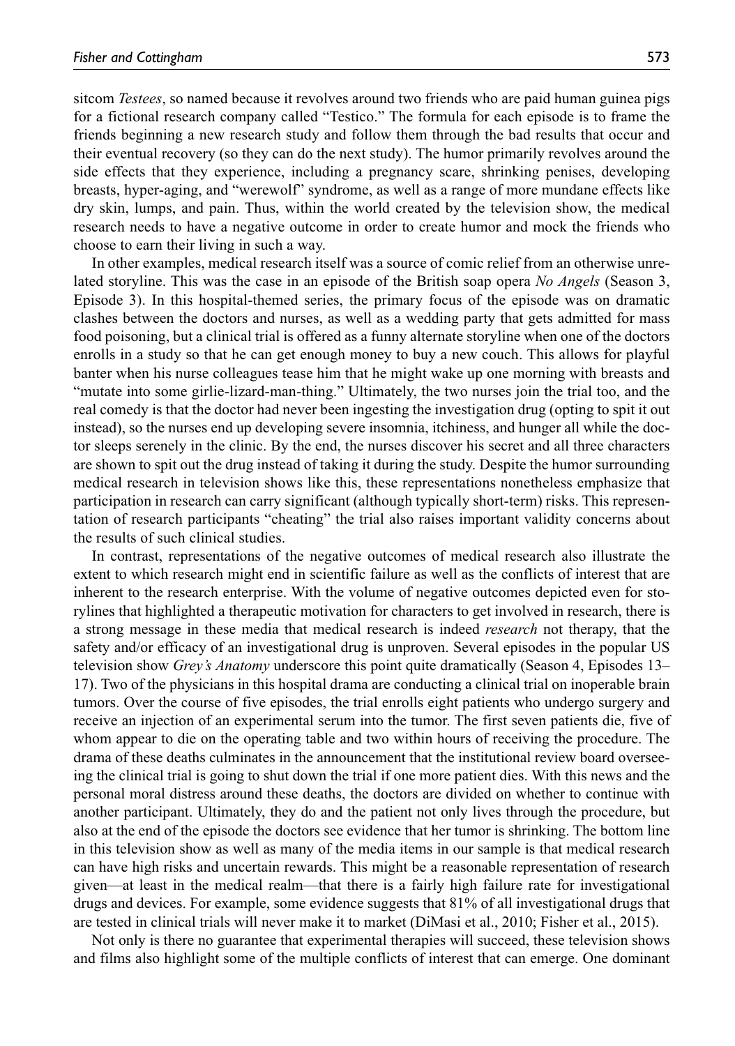sitcom *Testees*, so named because it revolves around two friends who are paid human guinea pigs for a fictional research company called "Testico." The formula for each episode is to frame the friends beginning a new research study and follow them through the bad results that occur and their eventual recovery (so they can do the next study). The humor primarily revolves around the side effects that they experience, including a pregnancy scare, shrinking penises, developing breasts, hyper-aging, and "werewolf" syndrome, as well as a range of more mundane effects like dry skin, lumps, and pain. Thus, within the world created by the television show, the medical research needs to have a negative outcome in order to create humor and mock the friends who choose to earn their living in such a way.

In other examples, medical research itself was a source of comic relief from an otherwise unrelated storyline. This was the case in an episode of the British soap opera *No Angels* (Season 3, Episode 3). In this hospital-themed series, the primary focus of the episode was on dramatic clashes between the doctors and nurses, as well as a wedding party that gets admitted for mass food poisoning, but a clinical trial is offered as a funny alternate storyline when one of the doctors enrolls in a study so that he can get enough money to buy a new couch. This allows for playful banter when his nurse colleagues tease him that he might wake up one morning with breasts and "mutate into some girlie-lizard-man-thing." Ultimately, the two nurses join the trial too, and the real comedy is that the doctor had never been ingesting the investigation drug (opting to spit it out instead), so the nurses end up developing severe insomnia, itchiness, and hunger all while the doctor sleeps serenely in the clinic. By the end, the nurses discover his secret and all three characters are shown to spit out the drug instead of taking it during the study. Despite the humor surrounding medical research in television shows like this, these representations nonetheless emphasize that participation in research can carry significant (although typically short-term) risks. This representation of research participants "cheating" the trial also raises important validity concerns about the results of such clinical studies.

In contrast, representations of the negative outcomes of medical research also illustrate the extent to which research might end in scientific failure as well as the conflicts of interest that are inherent to the research enterprise. With the volume of negative outcomes depicted even for storylines that highlighted a therapeutic motivation for characters to get involved in research, there is a strong message in these media that medical research is indeed *research* not therapy, that the safety and/or efficacy of an investigational drug is unproven. Several episodes in the popular US television show *Grey's Anatomy* underscore this point quite dramatically (Season 4, Episodes 13–17). Two of the physicians in this hospital drama are conducting a clinical trial on inoperable brain tumors. Over the course of five episodes, the trial enrolls eight patients who undergo surgery and receive an injection of an experimental serum into the tumor. The first seven patients die, five of whom appear to die on the operating table and two within hours of receiving the procedure. The drama of these deaths culminates in the announcement that the institutional review board overseeing the clinical trial is going to shut down the trial if one more patient dies. With this news and the personal moral distress around these deaths, the doctors are divided on whether to continue with another participant. Ultimately, they do and the patient not only lives through the procedure, but also at the end of the episode the doctors see evidence that her tumor is shrinking. The bottom line in this television show as well as many of the media items in our sample is that medical research can have high risks and uncertain rewards. This might be a reasonable representation of research given—at least in the medical realm—that there is a fairly high failure rate for investigational drugs and devices. For example, some evidence suggests that 81% of all investigational drugs that are tested in clinical trials will never make it to market (DiMasi et al., 2010; Fisher et al., 2015).

Not only is there no guarantee that experimental therapies will succeed, these television shows and films also highlight some of the multiple conflicts of interest that can emerge. One dominant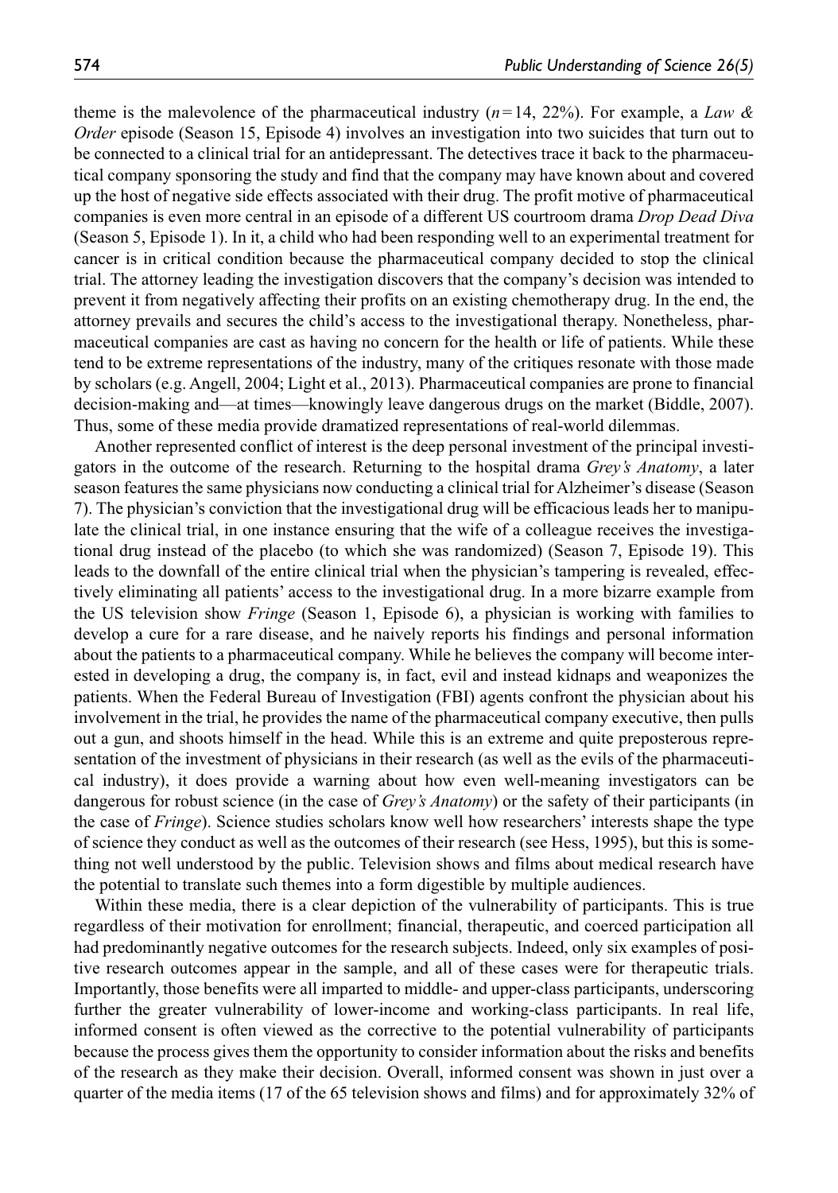theme is the malevolence of the pharmaceutical industry ($n = 14$, 22%). For example, a *Law & Order* episode (Season 15, Episode 4) involves an investigation into two suicides that turn out to be connected to a clinical trial for an antidepressant. The detectives trace it back to the pharmaceutical company sponsoring the study and find that the company may have known about and covered up the host of negative side effects associated with their drug. The profit motive of pharmaceutical companies is even more central in an episode of a different US courtroom drama *Drop Dead Diva* (Season 5, Episode 1). In it, a child who had been responding well to an experimental treatment for cancer is in critical condition because the pharmaceutical company decided to stop the clinical trial. The attorney leading the investigation discovers that the company's decision was intended to prevent it from negatively affecting their profits on an existing chemotherapy drug. In the end, the attorney prevails and secures the child's access to the investigational therapy. Nonetheless, pharmaceutical companies are cast as having no concern for the health or life of patients. While these tend to be extreme representations of the industry, many of the critiques resonate with those made by scholars (e.g. Angell, 2004; Light et al., 2013). Pharmaceutical companies are prone to financial decision-making and—at times—knowingly leave dangerous drugs on the market (Biddle, 2007). Thus, some of these media provide dramatized representations of real-world dilemmas.

Another represented conflict of interest is the deep personal investment of the principal investigators in the outcome of the research. Returning to the hospital drama *Grey's Anatomy*, a later season features the same physicians now conducting a clinical trial for Alzheimer's disease (Season 7). The physician's conviction that the investigational drug will be efficacious leads her to manipulate the clinical trial, in one instance ensuring that the wife of a colleague receives the investigational drug instead of the placebo (to which she was randomized) (Season 7, Episode 19). This leads to the downfall of the entire clinical trial when the physician's tampering is revealed, effectively eliminating all patients' access to the investigational drug. In a more bizarre example from the US television show *Fringe* (Season 1, Episode 6), a physician is working with families to develop a cure for a rare disease, and he naively reports his findings and personal information about the patients to a pharmaceutical company. While he believes the company will become interested in developing a drug, the company is, in fact, evil and instead kidnaps and weaponizes the patients. When the Federal Bureau of Investigation (FBI) agents confront the physician about his involvement in the trial, he provides the name of the pharmaceutical company executive, then pulls out a gun, and shoots himself in the head. While this is an extreme and quite preposterous representation of the investment of physicians in their research (as well as the evils of the pharmaceutical industry), it does provide a warning about how even well-meaning investigators can be dangerous for robust science (in the case of *Grey's Anatomy*) or the safety of their participants (in the case of *Fringe*). Science studies scholars know well how researchers' interests shape the type of science they conduct as well as the outcomes of their research (see Hess, 1995), but this is something not well understood by the public. Television shows and films about medical research have the potential to translate such themes into a form digestible by multiple audiences.

Within these media, there is a clear depiction of the vulnerability of participants. This is true regardless of their motivation for enrollment; financial, therapeutic, and coerced participation all had predominantly negative outcomes for the research subjects. Indeed, only six examples of positive research outcomes appear in the sample, and all of these cases were for therapeutic trials. Importantly, those benefits were all imparted to middle- and upper-class participants, underscoring further the greater vulnerability of lower-income and working-class participants. In real life, informed consent is often viewed as the corrective to the potential vulnerability of participants because the process gives them the opportunity to consider information about the risks and benefits of the research as they make their decision. Overall, informed consent was shown in just over a quarter of the media items (17 of the 65 television shows and films) and for approximately 32% of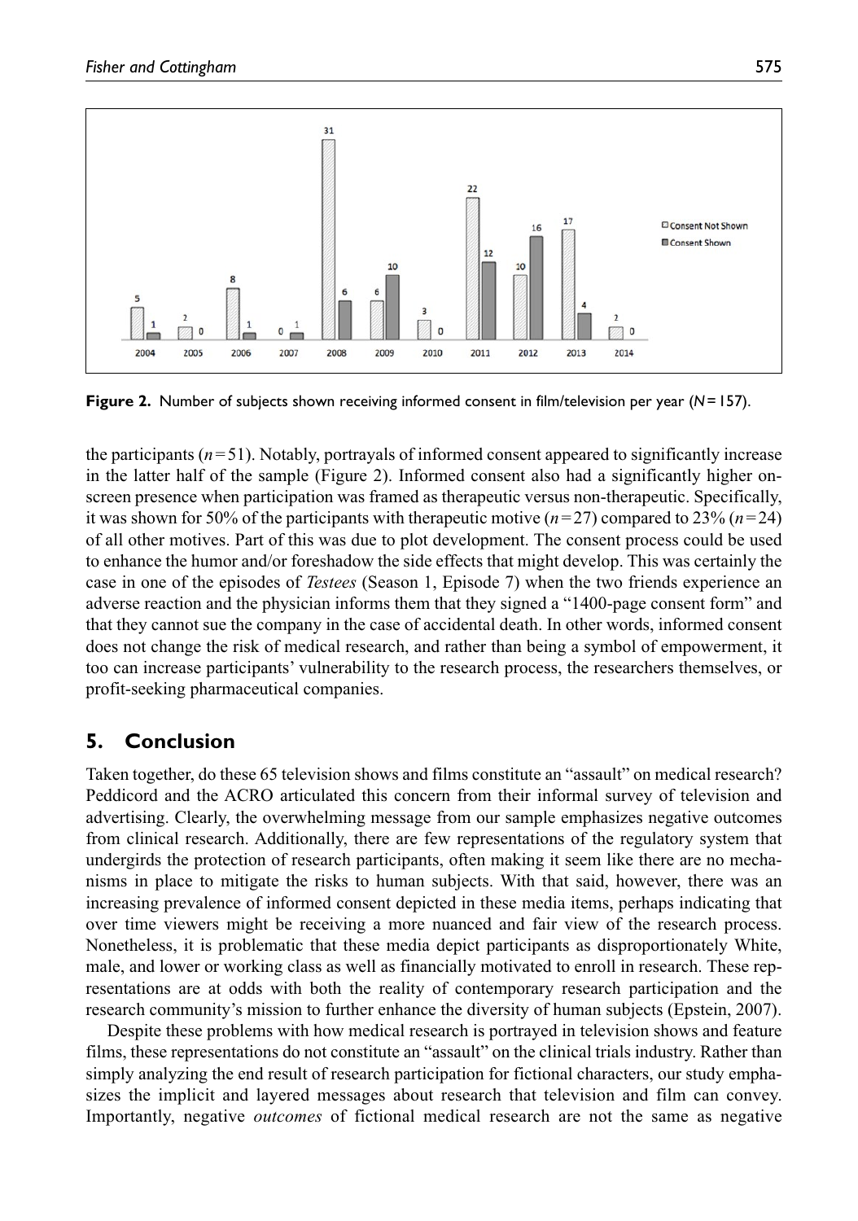31

22

16

17

12

10

10

8

6

6

5

4

3

2

2

1

1

1

0

0

0

0

2004

2005

2006

2007

2008

2009

2010

2011

2012

2013

2014

Consent Not Shown

Consent Shown

**Figure 2.** Number of subjects shown receiving informed consent in film/television per year ($N = 157$).

the participants ($n = 51$). Notably, portrayals of informed consent appeared to significantly increase in the latter half of the sample (Figure 2). Informed consent also had a significantly higher on-screen presence when participation was framed as therapeutic versus non-therapeutic. Specifically, it was shown for 50% of the participants with therapeutic motive ($n = 27$) compared to 23% ($n = 24$) of all other motives. Part of this was due to plot development. The consent process could be used to enhance the humor and/or foreshadow the side effects that might develop. This was certainly the case in one of the episodes of *Testees* (Season 1, Episode 7) when the two friends experience an adverse reaction and the physician informs them that they signed a "1400-page consent form" and that they cannot sue the company in the case of accidental death. In other words, informed consent does not change the risk of medical research, and rather than being a symbol of empowerment, it too can increase participants' vulnerability to the research process, the researchers themselves, or profit-seeking pharmaceutical companies.

## 5. Conclusion

Taken together, do these 65 television shows and films constitute an "assault" on medical research? Peddicord and the ACRO articulated this concern from their informal survey of television and advertising. Clearly, the overwhelming message from our sample emphasizes negative outcomes from clinical research. Additionally, there are few representations of the regulatory system that undergirds the protection of research participants, often making it seem like there are no mechanisms in place to mitigate the risks to human subjects. With that said, however, there was an increasing prevalence of informed consent depicted in these media items, perhaps indicating that over time viewers might be receiving a more nuanced and fair view of the research process. Nonetheless, it is problematic that these media depict participants as disproportionately White, male, and lower or working class as well as financially motivated to enroll in research. These representations are at odds with both the reality of contemporary research participation and the research community's mission to further enhance the diversity of human subjects (Epstein, 2007).

Despite these problems with how medical research is portrayed in television shows and feature films, these representations do not constitute an "assault" on the clinical trials industry. Rather than simply analyzing the end result of research participation for fictional characters, our study emphasizes the implicit and layered messages about research that television and film can convey. Importantly, negative *outcomes* of fictional medical research are not the same as negative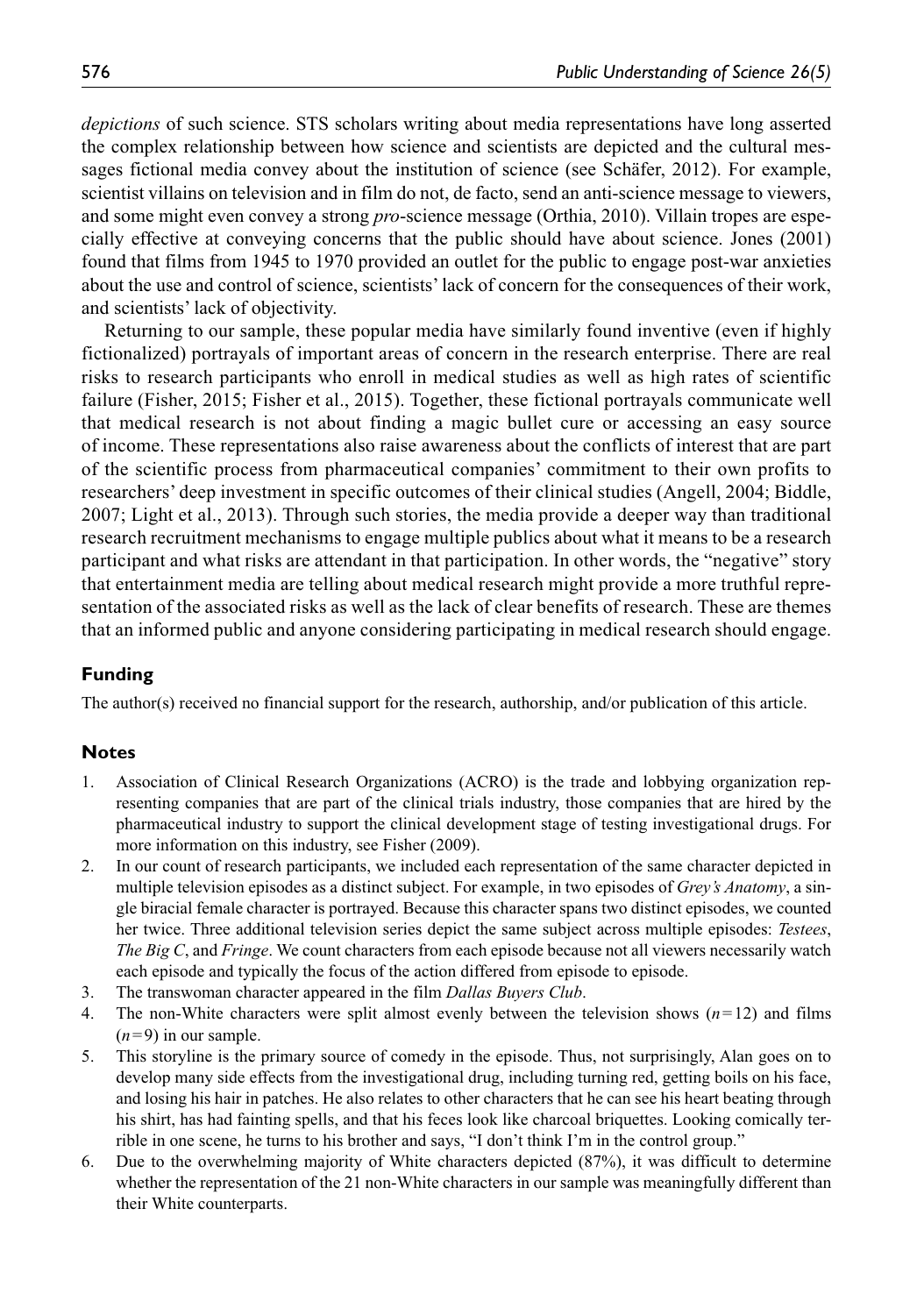*depictions* of such science. STS scholars writing about media representations have long asserted the complex relationship between how science and scientists are depicted and the cultural messages fictional media convey about the institution of science (see Schäfer, 2012). For example, scientist villains on television and in film do not, de facto, send an anti-science message to viewers, and some might even convey a strong *pro*-science message (Orthia, 2010). Villain tropes are especially effective at conveying concerns that the public should have about science. Jones (2001) found that films from 1945 to 1970 provided an outlet for the public to engage post-war anxieties about the use and control of science, scientists' lack of concern for the consequences of their work, and scientists' lack of objectivity.

Returning to our sample, these popular media have similarly found inventive (even if highly fictionalized) portrayals of important areas of concern in the research enterprise. There are real risks to research participants who enroll in medical studies as well as high rates of scientific failure (Fisher, 2015; Fisher et al., 2015). Together, these fictional portrayals communicate well that medical research is not about finding a magic bullet cure or accessing an easy source of income. These representations also raise awareness about the conflicts of interest that are part of the scientific process from pharmaceutical companies' commitment to their own profits to researchers' deep investment in specific outcomes of their clinical studies (Angell, 2004; Biddle, 2007; Light et al., 2013). Through such stories, the media provide a deeper way than traditional research recruitment mechanisms to engage multiple publics about what it means to be a research participant and what risks are attendant in that participation. In other words, the "negative" story that entertainment media are telling about medical research might provide a more truthful representation of the associated risks as well as the lack of clear benefits of research. These are themes that an informed public and anyone considering participating in medical research should engage.

## Funding

The author(s) received no financial support for the research, authorship, and/or publication of this article.

## Notes

1. Association of Clinical Research Organizations (ACRO) is the trade and lobbying organization representing companies that are part of the clinical trials industry, those companies that are hired by the pharmaceutical industry to support the clinical development stage of testing investigational drugs. For more information on this industry, see Fisher (2009).
2. In our count of research participants, we included each representation of the same character depicted in multiple television episodes as a distinct subject. For example, in two episodes of *Grey's Anatomy*, a single biracial female character is portrayed. Because this character spans two distinct episodes, we counted her twice. Three additional television series depict the same subject across multiple episodes: *Testees*, *The Big C*, and *Fringe*. We count characters from each episode because not all viewers necessarily watch each episode and typically the focus of the action differed from episode to episode.
3. The transwoman character appeared in the film *Dallas Buyers Club*.
4. The non-White characters were split almost evenly between the television shows ($n = 12$) and films ($n = 9$) in our sample.
5. This storyline is the primary source of comedy in the episode. Thus, not surprisingly, Alan goes on to develop many side effects from the investigational drug, including turning red, getting boils on his face, and losing his hair in patches. He also relates to other characters that he can see his heart beating through his shirt, has had fainting spells, and that his feces look like charcoal briquettes. Looking comically terrible in one scene, he turns to his brother and says, "I don't think I'm in the control group."
6. Due to the overwhelming majority of White characters depicted (87%), it was difficult to determine whether the representation of the 21 non-White characters in our sample was meaningfully different than their White counterparts.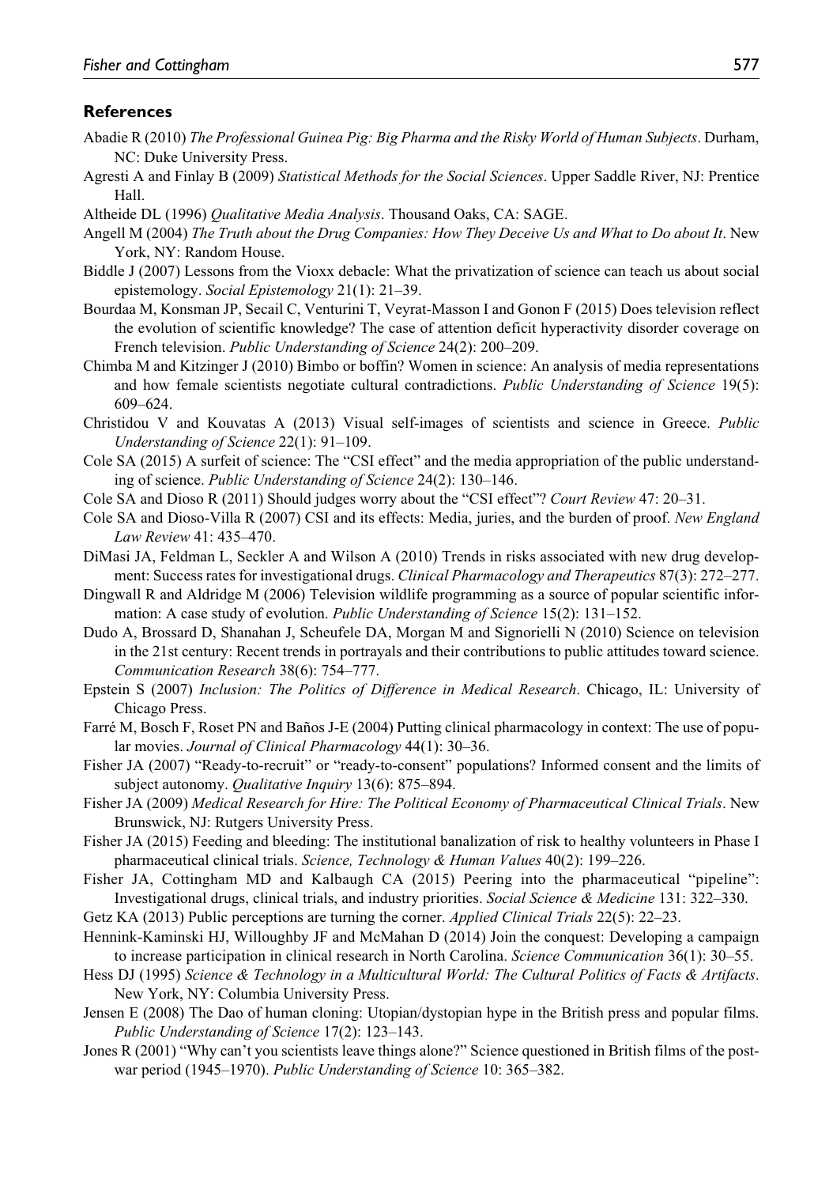## References

Abadie R (2010) *The Professional Guinea Pig: Big Pharma and the Risky World of Human Subjects*. Durham, NC: Duke University Press.

Agresti A and Finlay B (2009) *Statistical Methods for the Social Sciences*. Upper Saddle River, NJ: Prentice Hall.

Altheide DL (1996) *Qualitative Media Analysis*. Thousand Oaks, CA: SAGE.

Angell M (2004) *The Truth about the Drug Companies: How They Deceive Us and What to Do about It*. New York, NY: Random House.

Biddle J (2007) Lessons from the Vioxx debacle: What the privatization of science can teach us about social epistemology. *Social Epistemology* 21(1): 21–39.

Bourdaa M, Konsman JP, Secail C, Venturini T, Veyrat-Masson I and Gonon F (2015) Does television reflect the evolution of scientific knowledge? The case of attention deficit hyperactivity disorder coverage on French television. *Public Understanding of Science* 24(2): 200–209.

Chimba M and Kitzinger J (2010) Bimbo or boffin? Women in science: An analysis of media representations and how female scientists negotiate cultural contradictions. *Public Understanding of Science* 19(5): 609–624.

Christidou V and Kouvatas A (2013) Visual self-images of scientists and science in Greece. *Public Understanding of Science* 22(1): 91–109.

Cole SA (2015) A surfeit of science: The "CSI effect" and the media appropriation of the public understanding of science. *Public Understanding of Science* 24(2): 130–146.

Cole SA and Dioso R (2011) Should judges worry about the "CSI effect"? *Court Review* 47: 20–31.

Cole SA and Dioso-Villa R (2007) CSI and its effects: Media, juries, and the burden of proof. *New England Law Review* 41: 435–470.

DiMasi JA, Feldman L, Seckler A and Wilson A (2010) Trends in risks associated with new drug development: Success rates for investigational drugs. *Clinical Pharmacology and Therapeutics* 87(3): 272–277.

Dingwall R and Aldridge M (2006) Television wildlife programming as a source of popular scientific information: A case study of evolution. *Public Understanding of Science* 15(2): 131–152.

Dudo A, Brossard D, Shanahan J, Scheufele DA, Morgan M and Signorielli N (2010) Science on television in the 21st century: Recent trends in portrayals and their contributions to public attitudes toward science. *Communication Research* 38(6): 754–777.

Epstein S (2007) *Inclusion: The Politics of Difference in Medical Research*. Chicago, IL: University of Chicago Press.

Farré M, Bosch F, Roset PN and Baños J-E (2004) Putting clinical pharmacology in context: The use of popular movies. *Journal of Clinical Pharmacology* 44(1): 30–36.

Fisher JA (2007) "Ready-to-recruit" or "ready-to-consent" populations? Informed consent and the limits of subject autonomy. *Qualitative Inquiry* 13(6): 875–894.

Fisher JA (2009) *Medical Research for Hire: The Political Economy of Pharmaceutical Clinical Trials*. New Brunswick, NJ: Rutgers University Press.

Fisher JA (2015) Feeding and bleeding: The institutional banalization of risk to healthy volunteers in Phase I pharmaceutical clinical trials. *Science, Technology & Human Values* 40(2): 199–226.

Fisher JA, Cottingham MD and Kalbaugh CA (2015) Peering into the pharmaceutical "pipeline": Investigational drugs, clinical trials, and industry priorities. *Social Science & Medicine* 131: 322–330.

Getz KA (2013) Public perceptions are turning the corner. *Applied Clinical Trials* 22(5): 22–23.

Hennink-Kaminski HJ, Willoughby JF and McMahan D (2014) Join the conquest: Developing a campaign to increase participation in clinical research in North Carolina. *Science Communication* 36(1): 30–55.

Hess DJ (1995) *Science & Technology in a Multicultural World: The Cultural Politics of Facts & Artifacts*. New York, NY: Columbia University Press.

Jensen E (2008) The Dao of human cloning: Utopian/dystopian hype in the British press and popular films. *Public Understanding of Science* 17(2): 123–143.

Jones R (2001) "Why can't you scientists leave things alone?" Science questioned in British films of the post-war period (1945–1970). *Public Understanding of Science* 10: 365–382.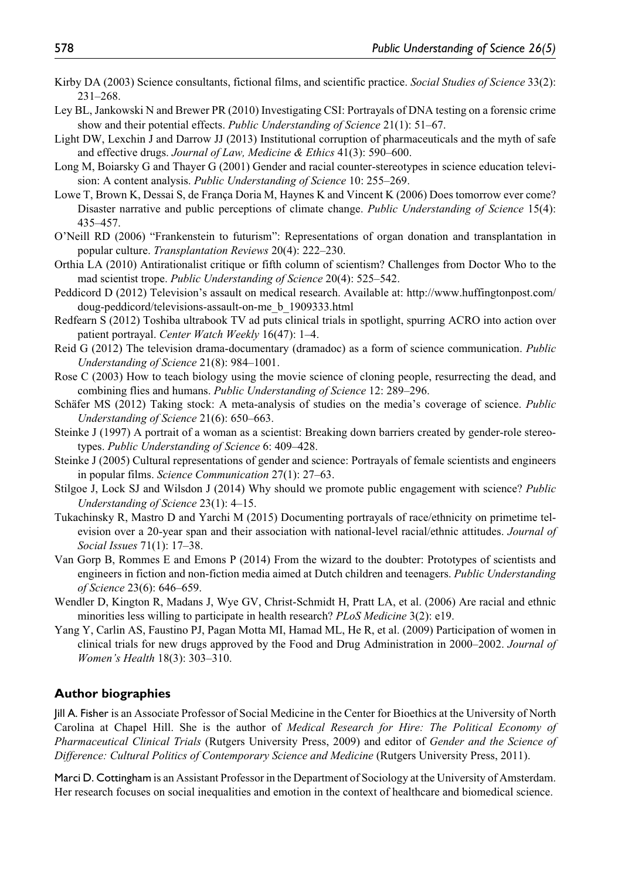Kirby DA (2003) Science consultants, fictional films, and scientific practice. *Social Studies of Science* 33(2): 231–268.

Ley BL, Jankowski N and Brewer PR (2010) Investigating CSI: Portrayals of DNA testing on a forensic crime show and their potential effects. *Public Understanding of Science* 21(1): 51–67.

Light DW, Lexchin J and Darrow JJ (2013) Institutional corruption of pharmaceuticals and the myth of safe and effective drugs. *Journal of Law, Medicine & Ethics* 41(3): 590–600.

Long M, Boiarsky G and Thayer G (2001) Gender and racial counter-stereotypes in science education television: A content analysis. *Public Understanding of Science* 10: 255–269.

Lowe T, Brown K, Dessai S, de França Doria M, Haynes K and Vincent K (2006) Does tomorrow ever come? Disaster narrative and public perceptions of climate change. *Public Understanding of Science* 15(4): 435–457.

O'Neill RD (2006) "Frankenstein to futurism": Representations of organ donation and transplantation in popular culture. *Transplantation Reviews* 20(4): 222–230.

Orthia LA (2010) Antirationalist critique or fifth column of scientism? Challenges from Doctor Who to the mad scientist trope. *Public Understanding of Science* 20(4): 525–542.

Peddicord D (2012) Television's assault on medical research. Available at: http://www.huffingtonpost.com/doug-peddicord/televisions-assault-on-me_b_1909333.html

Redfearn S (2012) Toshiba ultrabook TV ad puts clinical trials in spotlight, spurring ACRO into action over patient portrayal. *Center Watch Weekly* 16(47): 1–4.

Reid G (2012) The television drama-documentary (dramadoc) as a form of science communication. *Public Understanding of Science* 21(8): 984–1001.

Rose C (2003) How to teach biology using the movie science of cloning people, resurrecting the dead, and combining flies and humans. *Public Understanding of Science* 12: 289–296.

Schäfer MS (2012) Taking stock: A meta-analysis of studies on the media's coverage of science. *Public Understanding of Science* 21(6): 650–663.

Steinke J (1997) A portrait of a woman as a scientist: Breaking down barriers created by gender-role stereotypes. *Public Understanding of Science* 6: 409–428.

Steinke J (2005) Cultural representations of gender and science: Portrayals of female scientists and engineers in popular films. *Science Communication* 27(1): 27–63.

Stilgoe J, Lock SJ and Wilsdon J (2014) Why should we promote public engagement with science? *Public Understanding of Science* 23(1): 4–15.

Tukachinsky R, Mastro D and Yarchi M (2015) Documenting portrayals of race/ethnicity on primetime television over a 20-year span and their association with national-level racial/ethnic attitudes. *Journal of Social Issues* 71(1): 17–38.

Van Gorp B, Rommes E and Emons P (2014) From the wizard to the doubter: Prototypes of scientists and engineers in fiction and non-fiction media aimed at Dutch children and teenagers. *Public Understanding of Science* 23(6): 646–659.

Wendler D, Kington R, Madans J, Wye GV, Christ-Schmidt H, Pratt LA, et al. (2006) Are racial and ethnic minorities less willing to participate in health research? *PLoS Medicine* 3(2): e19.

Yang Y, Carlin AS, Faustino PJ, Pagan Motta MI, Hamad ML, He R, et al. (2009) Participation of women in clinical trials for new drugs approved by the Food and Drug Administration in 2000–2002. *Journal of Women's Health* 18(3): 303–310.

## Author biographies

Jill A. Fisher is an Associate Professor of Social Medicine in the Center for Bioethics at the University of North Carolina at Chapel Hill. She is the author of *Medical Research for Hire: The Political Economy of Pharmaceutical Clinical Trials* (Rutgers University Press, 2009) and editor of *Gender and the Science of Difference: Cultural Politics of Contemporary Science and Medicine* (Rutgers University Press, 2011).

Marci D. Cottingham is an Assistant Professor in the Department of Sociology at the University of Amsterdam. Her research focuses on social inequalities and emotion in the context of healthcare and biomedical science.